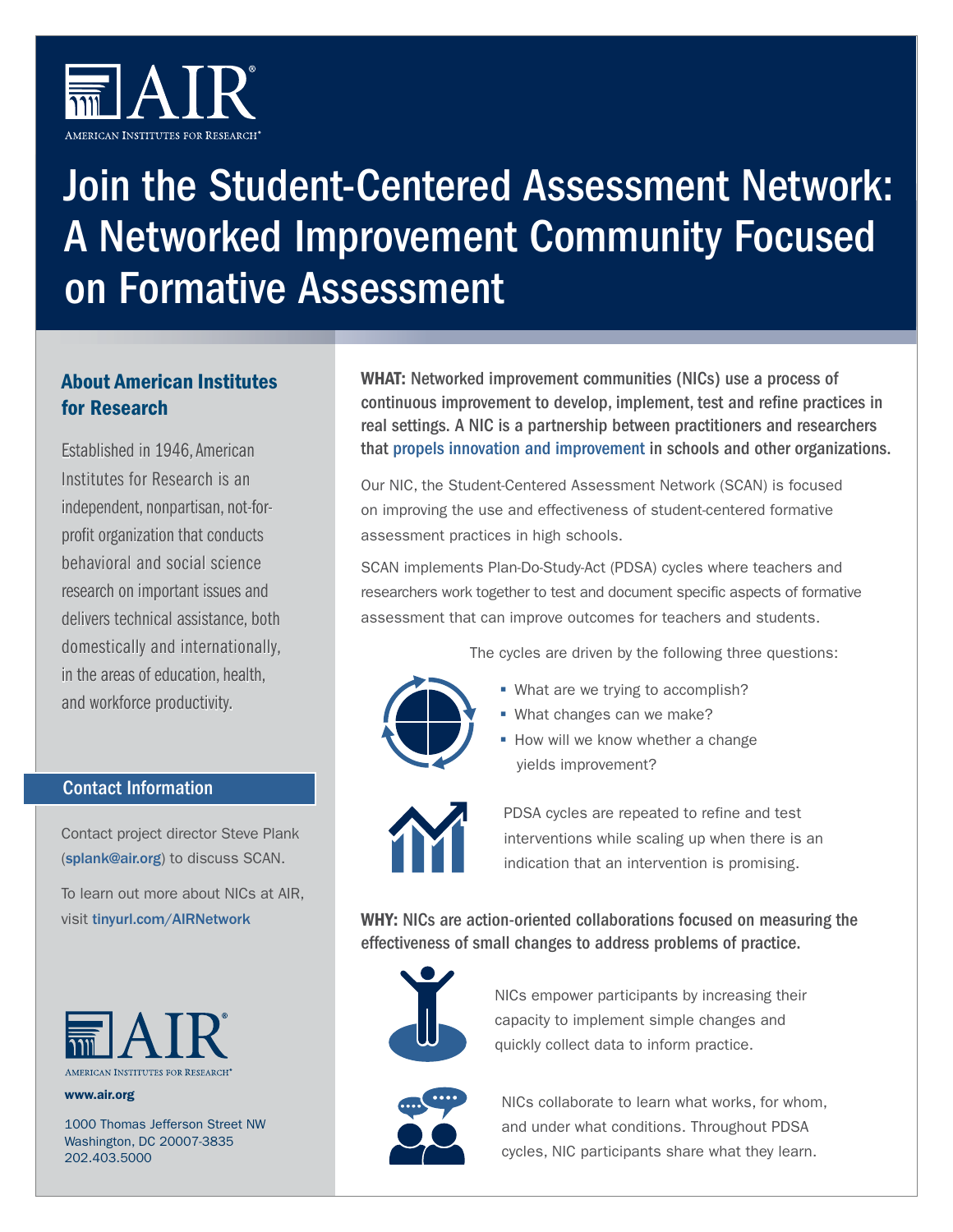# Join the Student-Centered Assessment Network: A Networked Improvement Community Focused on Formative Assessment

## About American Institutes for Research

Established in 1946, American Institutes for Research is an independent, nonpartisan, not-for-profit organization that conducts behavioral and social science research on important issues and delivers technical assistance, both domestically and internationally, in the areas of education, health, and workforce productivity.

### Contact Information

Contact project director Steve Plank (**splank@air.org**) to discuss SCAN.

To learn out more about NICs at AIR, visit **tinyurl.com/AIRNetwork**

AIR
AMERICAN INSTITUTES FOR RESEARCH®

**www.air.org**

1000 Thomas Jefferson Street NW
Washington, DC 20007-3835
202.403.5000

**WHAT: Networked improvement communities (NICs) use a process of continuous improvement to develop, implement, test and refine practices in real settings. A NIC is a partnership between practitioners and researchers that propels innovation and improvement in schools and other organizations.**

Our NIC, the Student-Centered Assessment Network (SCAN) is focused on improving the use and effectiveness of student-centered formative assessment practices in high schools.

SCAN implements Plan-Do-Study-Act (PDSA) cycles where teachers and researchers work together to test and document specific aspects of formative assessment that can improve outcomes for teachers and students.

The cycles are driven by the following three questions:

- What are we trying to accomplish?
- What changes can we make?
- How will we know whether a change yields improvement?

PDSA cycles are repeated to refine and test interventions while scaling up when there is an indication that an intervention is promising.

**WHY: NICs are action-oriented collaborations focused on measuring the effectiveness of small changes to address problems of practice.**

NICs empower participants by increasing their capacity to implement simple changes and quickly collect data to inform practice.

NICs collaborate to learn what works, for whom, and under what conditions. Throughout PDSA cycles, NIC participants share what they learn.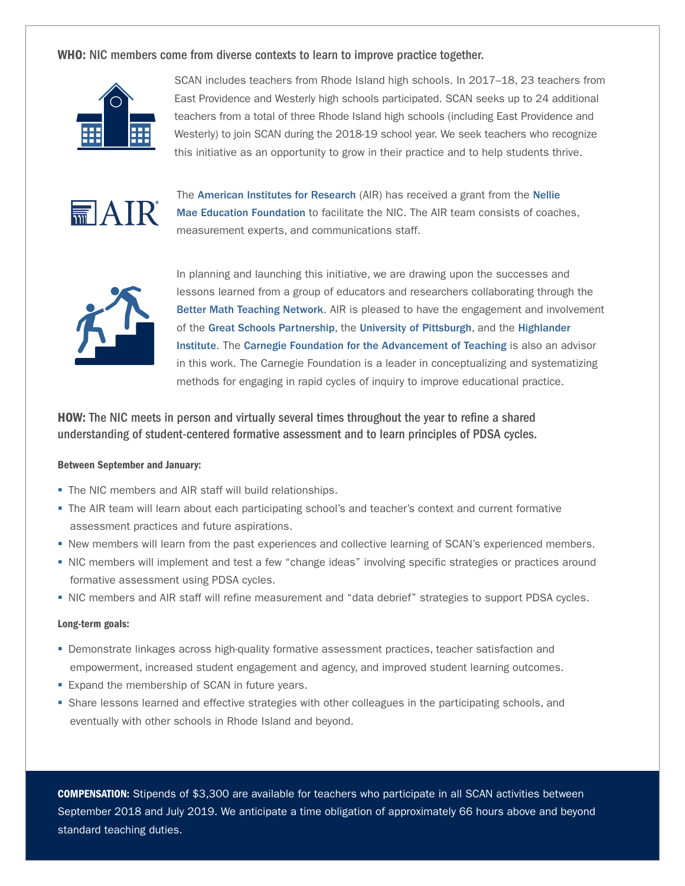**WHO:** NIC members come from diverse contexts to learn to improve practice together.

SCAN includes teachers from Rhode Island high schools. In 2017–18, 23 teachers from East Providence and Westerly high schools participated. SCAN seeks up to 24 additional teachers from a total of three Rhode Island high schools (including East Providence and Westerly) to join SCAN during the 2018-19 school year. We seek teachers who recognize this initiative as an opportunity to grow in their practice and to help students thrive.

The **American Institutes for Research** (AIR) has received a grant from the **Nellie Mae Education Foundation** to facilitate the NIC. The AIR team consists of coaches, measurement experts, and communications staff.

In planning and launching this initiative, we are drawing upon the successes and lessons learned from a group of educators and researchers collaborating through the **Better Math Teaching Network**. AIR is pleased to have the engagement and involvement of the **Great Schools Partnership**, the **University of Pittsburgh**, and the **Highlander Institute**. The **Carnegie Foundation for the Advancement of Teaching** is also an advisor in this work. The Carnegie Foundation is a leader in conceptualizing and systematizing methods for engaging in rapid cycles of inquiry to improve educational practice.

**HOW:** The NIC meets in person and virtually several times throughout the year to refine a shared understanding of student-centered formative assessment and to learn principles of PDSA cycles.

**Between September and January:**

- The NIC members and AIR staff will build relationships.
- The AIR team will learn about each participating school's and teacher's context and current formative assessment practices and future aspirations.
- New members will learn from the past experiences and collective learning of SCAN's experienced members.
- NIC members will implement and test a few "change ideas" involving specific strategies or practices around formative assessment using PDSA cycles.
- NIC members and AIR staff will refine measurement and "data debrief" strategies to support PDSA cycles.

**Long-term goals:**

- Demonstrate linkages across high-quality formative assessment practices, teacher satisfaction and empowerment, increased student engagement and agency, and improved student learning outcomes.
- Expand the membership of SCAN in future years.
- Share lessons learned and effective strategies with other colleagues in the participating schools, and eventually with other schools in Rhode Island and beyond.

**COMPENSATION:** Stipends of $3,300 are available for teachers who participate in all SCAN activities between September 2018 and July 2019. We anticipate a time obligation of approximately 66 hours above and beyond standard teaching duties.